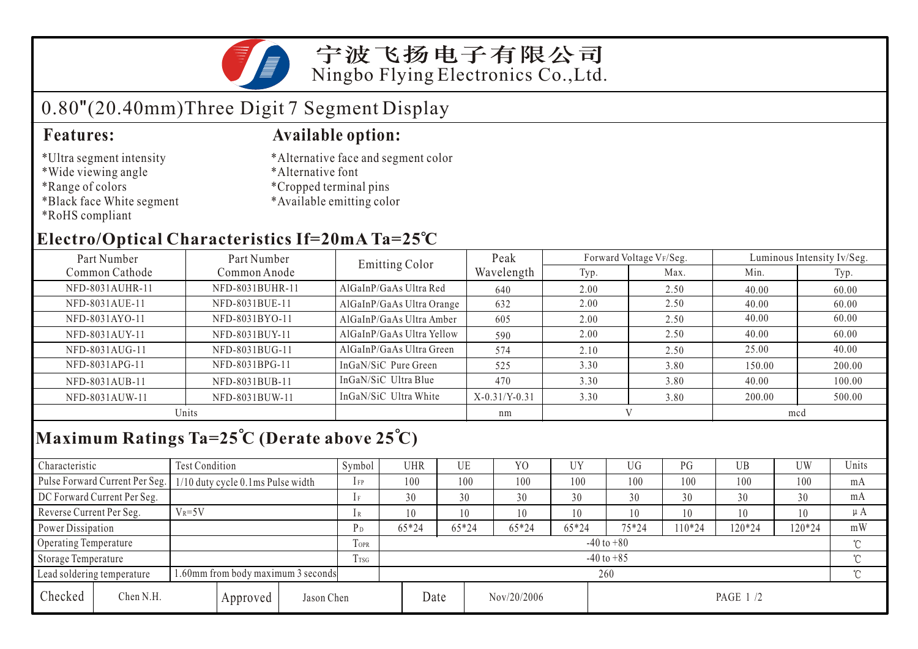宁波飞扬电子有限公司
Ningbo Flying Electronics Co.,Ltd.

# 0.80"(20.40mm)Three Digit 7 Segment Display

## Features:

*Ultra segment intensity
*Wide viewing angle
*Range of colors
*Black face White segment
*RoHS compliant

## Available option:

*Alternative face and segment color
*Alternative font
*Cropped terminal pins
*Available emitting color

## Electro/Optical Characteristics If=20mA Ta=25℃

| Part Number Common Cathode | Part Number Common Anode | Emitting Color | Peak Wavelength | Forward Voltage $V_F$/Seg. | | Luminous Intensity Iv/Seg. | |
|---|---|---|---|---|---|---|---|
| | | | | Typ. | Max. | Min. | Typ. |
| NFD-8031AUHR-11 | NFD-8031BUHR-11 | AlGaInP/GaAs Ultra Red | 640 | 2.00 | 2.50 | 40.00 | 60.00 |
| NFD-8031AUE-11 | NFD-8031BUE-11 | AlGaInP/GaAs Ultra Orange | 632 | 2.00 | 2.50 | 40.00 | 60.00 |
| NFD-8031AYO-11 | NFD-8031BYO-11 | AlGaInP/GaAs Ultra Amber | 605 | 2.00 | 2.50 | 40.00 | 60.00 |
| NFD-8031AUY-11 | NFD-8031BUY-11 | AlGaInP/GaAs Ultra Yellow | 590 | 2.00 | 2.50 | 40.00 | 60.00 |
| NFD-8031AUG-11 | NFD-8031BUG-11 | AlGaInP/GaAs Ultra Green | 574 | 2.10 | 2.50 | 25.00 | 40.00 |
| NFD-8031APG-11 | NFD-8031BPG-11 | InGaN/SiC Pure Green | 525 | 3.30 | 3.80 | 150.00 | 200.00 |
| NFD-8031AUB-11 | NFD-8031BUB-11 | InGaN/SiC Ultra Blue | 470 | 3.30 | 3.80 | 40.00 | 100.00 |
| NFD-8031AUW-11 | NFD-8031BUW-11 | InGaN/SiC Ultra White | X-0.31/Y-0.31 | 3.30 | 3.80 | 200.00 | 500.00 |
| Units | | | nm | V | | mcd | |

## Maximum Ratings Ta=25℃ (Derate above 25℃)

| Characteristic | Test Condition | Symbol | UHR | UE | YO | UY | UG | PG | UB | UW | Units |
|---|---|---|---|---|---|---|---|---|---|---|---|
| Pulse Forward Current Per Seg. | 1/10 duty cycle 0.1ms Pulse width | $I_{FP}$ | 100 | 100 | 100 | 100 | 100 | 100 | 100 | 100 | mA |
| DC Forward Current Per Seg. | | $I_F$ | 30 | 30 | 30 | 30 | 30 | 30 | 30 | 30 | mA |
| Reverse Current Per Seg. | $V_R$=5V | $I_R$ | 10 | 10 | 10 | 10 | 10 | 10 | 10 | 10 | μA |
| Power Dissipation | | $P_D$ | 65*24 | 65*24 | 65*24 | 65*24 | 75*24 | 110*24 | 120*24 | 120*24 | mW |
| Operating Temperature | | $T_{OPR}$ | -40 to +80 | | | | | | | | ℃ |
| Storage Temperature | | $T_{TSG}$ | -40 to +85 | | | | | | | | ℃ |
| Lead soldering temperature | 1.60mm from body maximum 3 seconds | | 260 | | | | | | | | ℃ |

| Checked | Chen N.H. | Approved | Jason Chen | Date | Nov/20/2006 |
|---|---|---|---|---|---|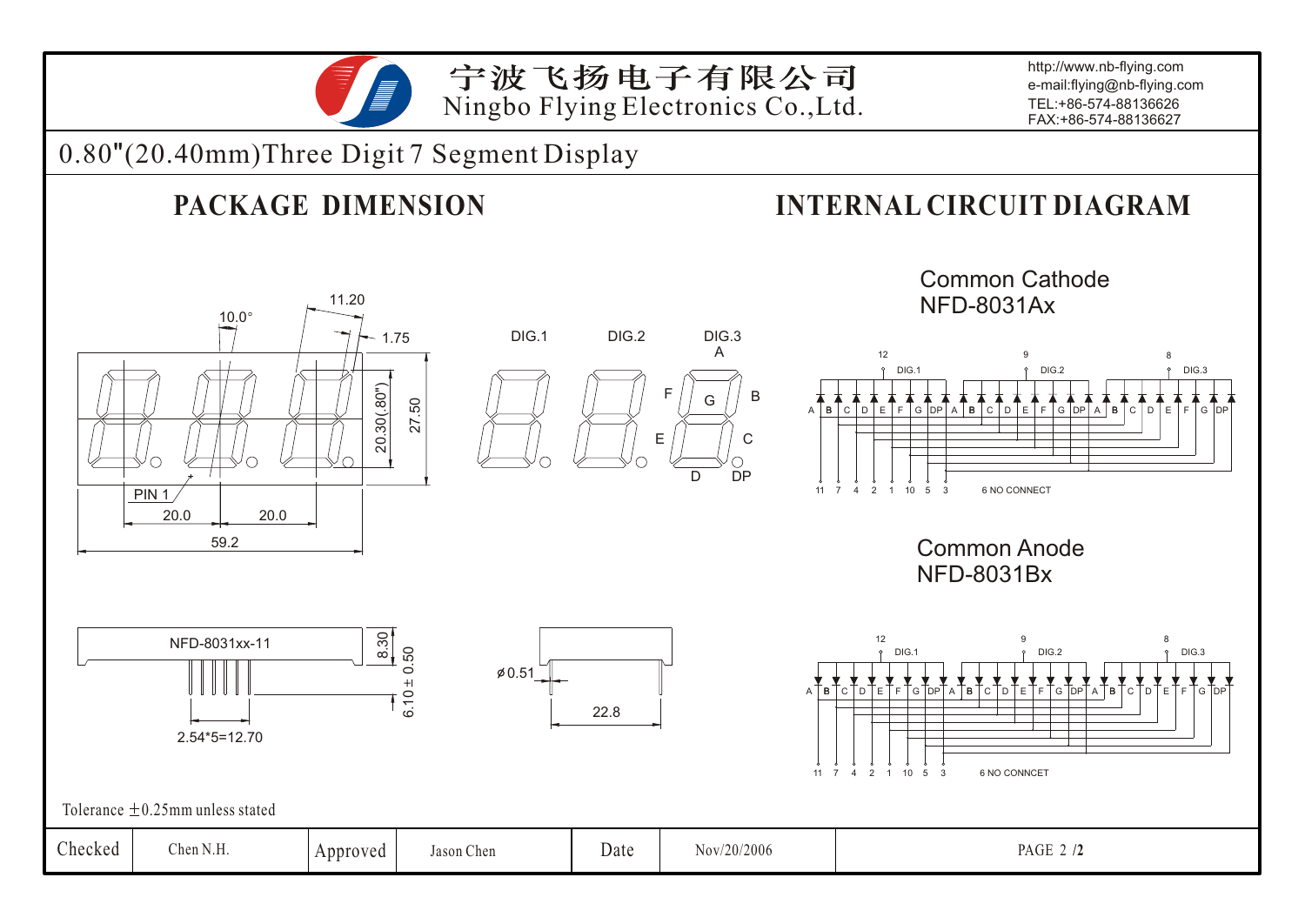宁波飞扬电子有限公司
Ningbo Flying Electronics Co.,Ltd.

http://www.nb-flying.com
e-mail:flying@nb-flying.com
TEL:+86-574-88136626
FAX:+86-574-88136627

# 0.80"(20.40mm)Three Digit 7 Segment Display

## PACKAGE DIMENSION

10.0°
11.20
1.75
20.30(.80")
27.50
PIN 1
20.0
20.0
59.2

DIG.1
DIG.2
DIG.3
A
F
G
B
E
C
D
DP

NFD-8031xx-11
8.30
6.10±0.50
2.54*5=12.70
ø0.51
22.8

Tolerance ±0.25mm unless stated

## INTERNAL CIRCUIT DIAGRAM

Common Cathode
NFD-8031Ax

12 DIG.1 9 DIG.2 8 DIG.3
A B C D E F G DP A B C D E F G DP A B C D E F G DP
11 7 4 2 1 10 5 3 6 NO CONNECT

Common Anode
NFD-8031Bx

12 DIG.1 9 DIG.2 8 DIG.3
A B C D E F G DP A B C D E F G DP A B C D E F G DP
11 7 4 2 1 10 5 3 6 NO CONNCET

| Checked | Chen N.H. | Approved | Jason Chen | Date | Nov/20/2006 | PAGE 2 /2 |
|---|---|---|---|---|---|---|